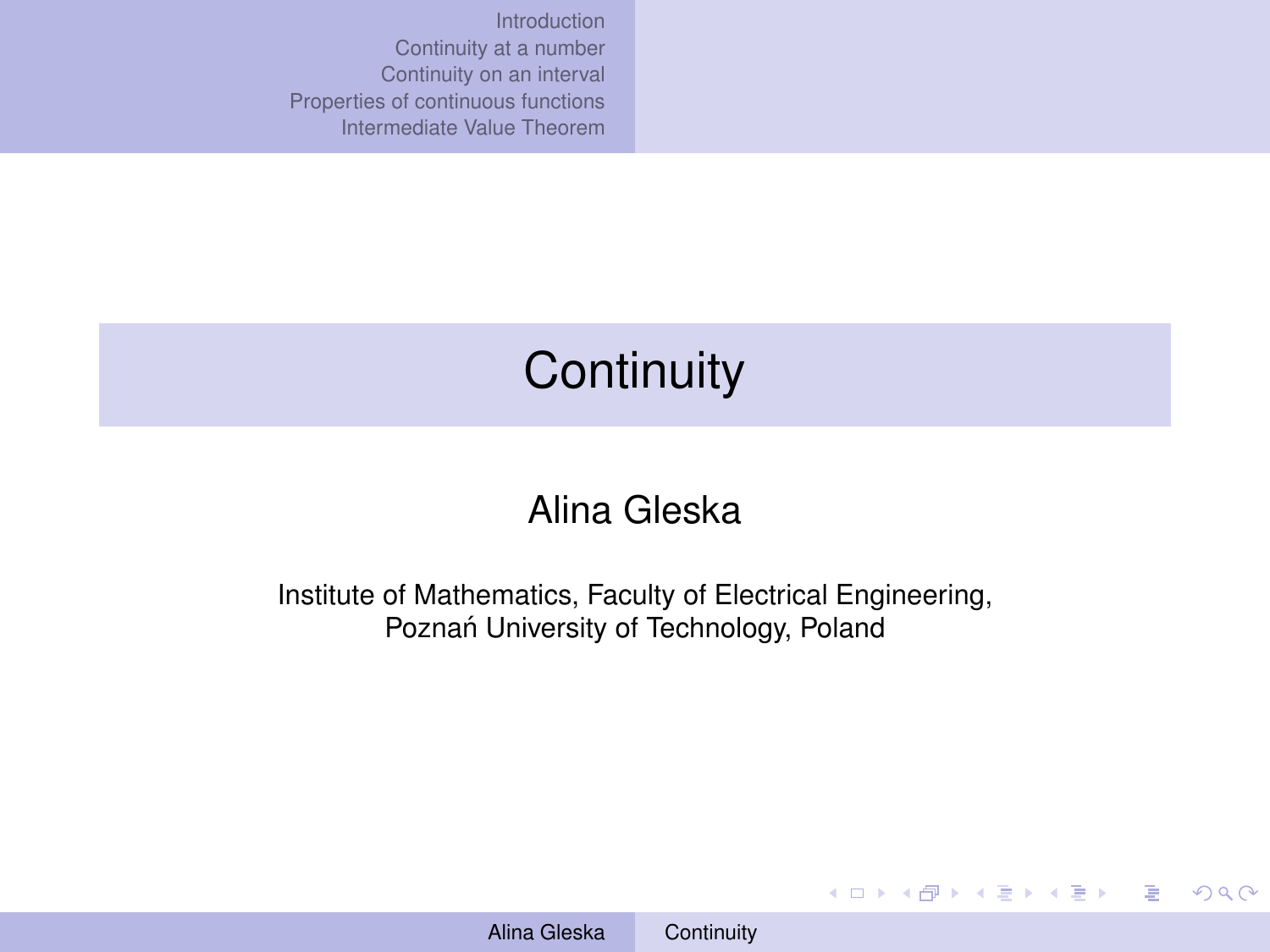# Continuity

Alina Gleska

Institute of Mathematics, Faculty of Electrical Engineering,
Poznań University of Technology, Poland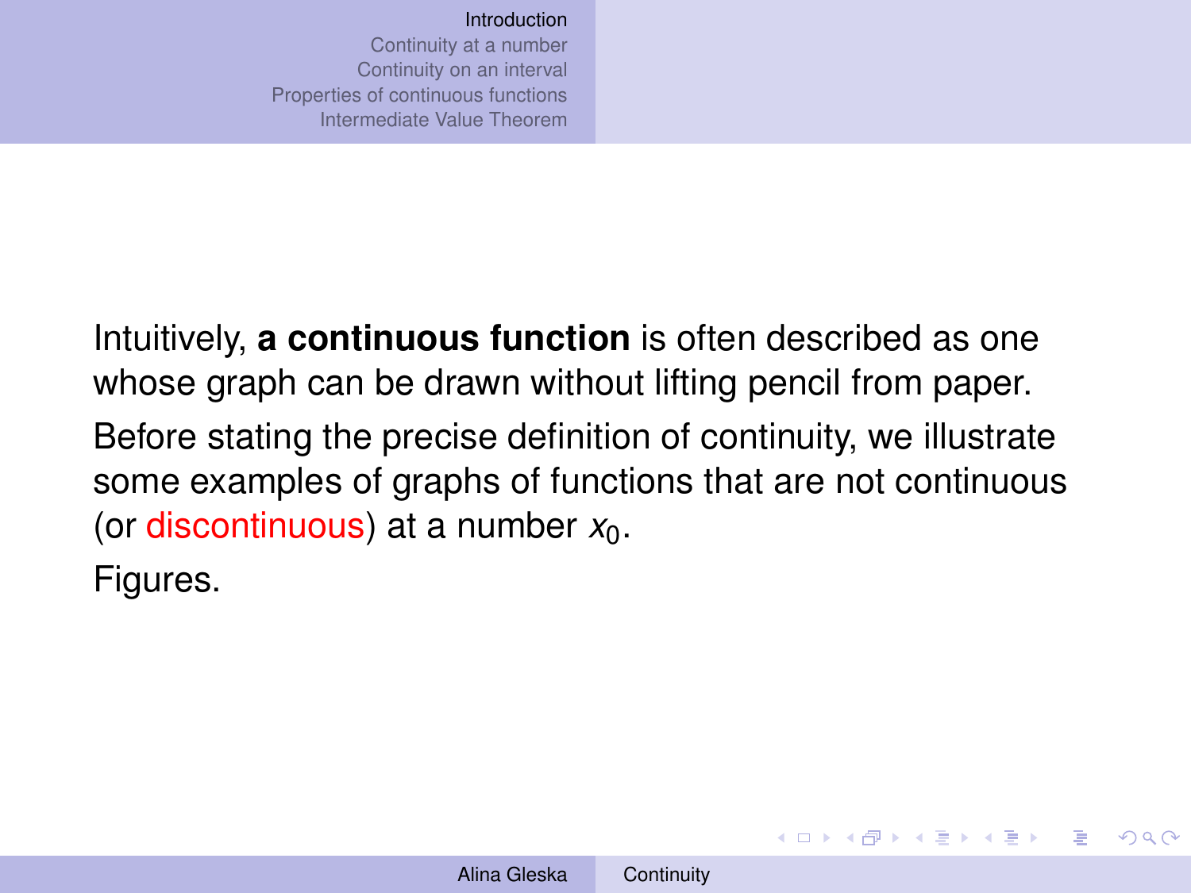Intuitively, **a continuous function** is often described as one whose graph can be drawn without lifting pencil from paper.

Before stating the precise definition of continuity, we illustrate some examples of graphs of functions that are not continuous (or discontinuous) at a number $x_0$.

Figures.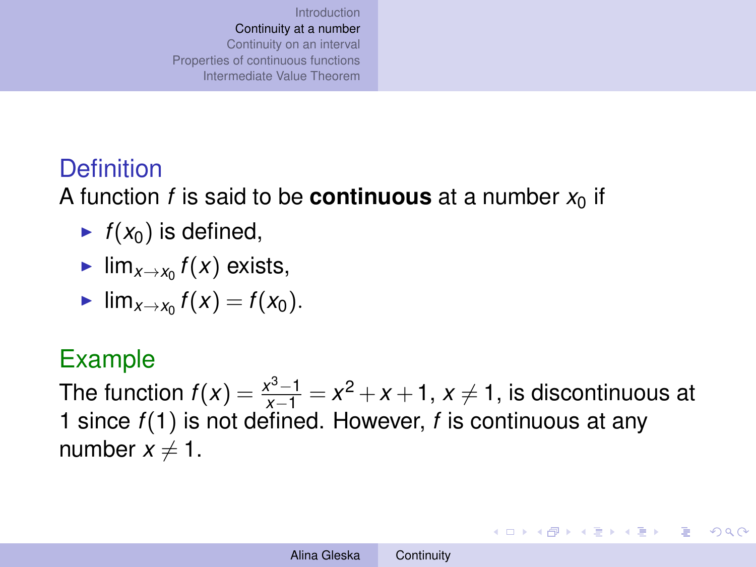### Definition

A function $f$ is said to be **continuous** at a number $x_0$ if

- $f(x_0)$ is defined,
- $\lim_{x \to x_0} f(x)$ exists,
- $\lim_{x \to x_0} f(x) = f(x_0)$.

### Example

The function $f(x) = \frac{x^3 - 1}{x - 1} = x^2 + x + 1$, $x \neq 1$, is discontinuous at 1 since $f(1)$ is not defined. However, $f$ is continuous at any number $x \neq 1$.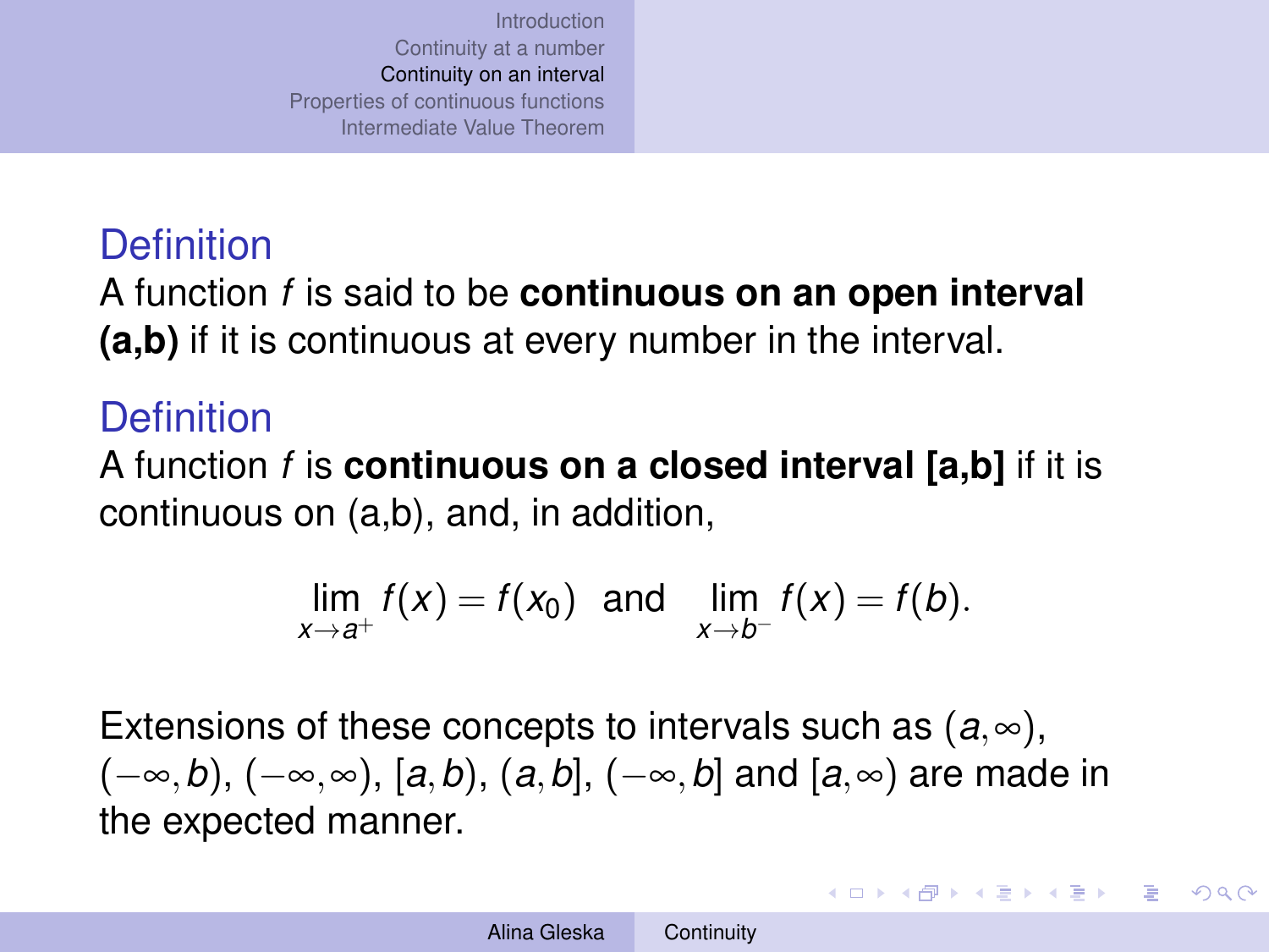### Definition

A function $f$ is said to be **continuous on an open interval (a,b)** if it is continuous at every number in the interval.

### Definition

A function $f$ is **continuous on a closed interval [a,b]** if it is continuous on (a,b), and, in addition,

$$\lim_{x \to a^+} f(x) = f(x_0) \quad \text{and} \quad \lim_{x \to b^-} f(x) = f(b).$$

Extensions of these concepts to intervals such as $(a, \infty)$, $(-\infty, b)$, $(-\infty, \infty)$, $[a, b)$, $(a, b]$, $(-\infty, b]$ and $[a, \infty)$ are made in the expected manner.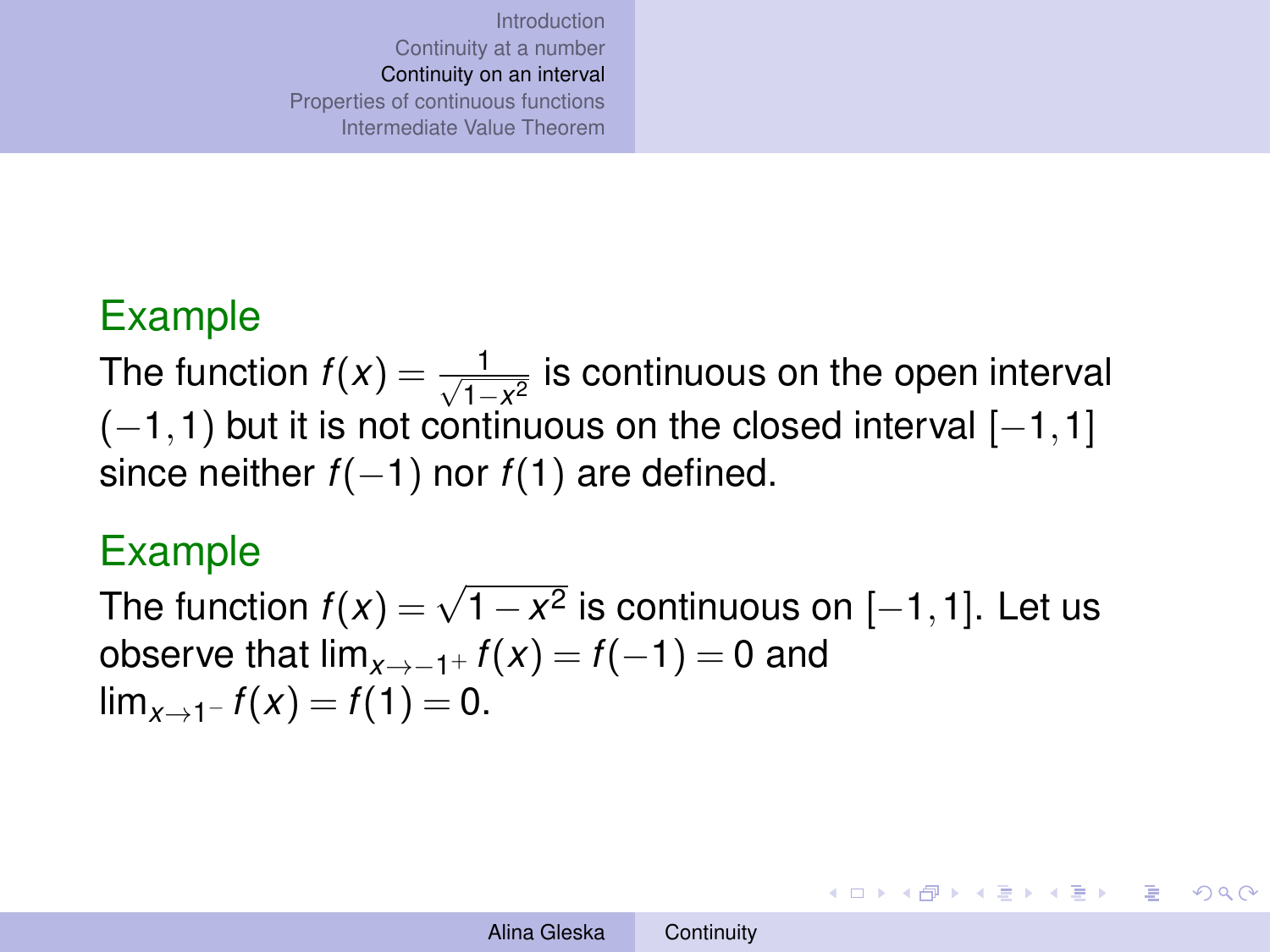#### Example

The function $f(x) = \frac{1}{\sqrt{1-x^2}}$ is continuous on the open interval $(-1, 1)$ but it is not continuous on the closed interval $[-1, 1]$ since neither $f(-1)$ nor $f(1)$ are defined.

#### Example

The function $f(x) = \sqrt{1 - x^2}$ is continuous on $[-1, 1]$. Let us observe that $\lim_{x \to -1^+} f(x) = f(-1) = 0$ and $\lim_{x \to 1^-} f(x) = f(1) = 0$.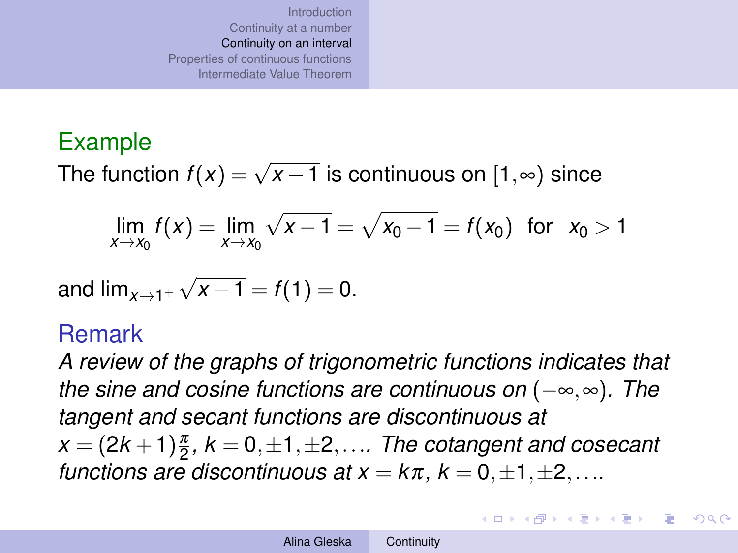### Example

The function $f(x) = \sqrt{x-1}$ is continuous on $[1, \infty)$ since

$$\lim_{x \to x_0} f(x) = \lim_{x \to x_0} \sqrt{x-1} = \sqrt{x_0 - 1} = f(x_0) \quad \text{for} \quad x_0 > 1$$

and $\lim_{x \to 1^+} \sqrt{x-1} = f(1) = 0$.

### Remark

*A review of the graphs of trigonometric functions indicates that the sine and cosine functions are continuous on $(-\infty, \infty)$. The tangent and secant functions are discontinuous at $x = (2k+1)\frac{\pi}{2}$, $k = 0, \pm 1, \pm 2, \ldots$. The cotangent and cosecant functions are discontinuous at $x = k\pi$, $k = 0, \pm 1, \pm 2, \ldots$.*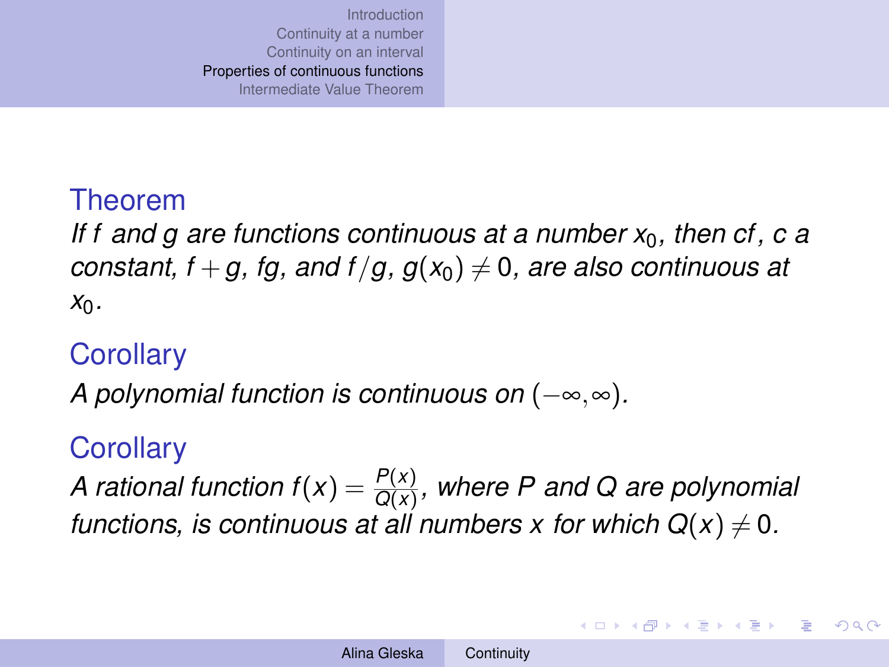## Theorem

*If $f$ and $g$ are functions continuous at a number $x_0$, then $cf$, $c$ a constant, $f+g$, $fg$, and $f/g$, $g(x_0) \neq 0$, are also continuous at $x_0$.*

## Corollary

*A polynomial function is continuous on $(-\infty, \infty)$.*

## Corollary

*A rational function $f(x) = \frac{P(x)}{Q(x)}$, where $P$ and $Q$ are polynomial functions, is continuous at all numbers $x$ for which $Q(x) \neq 0$.*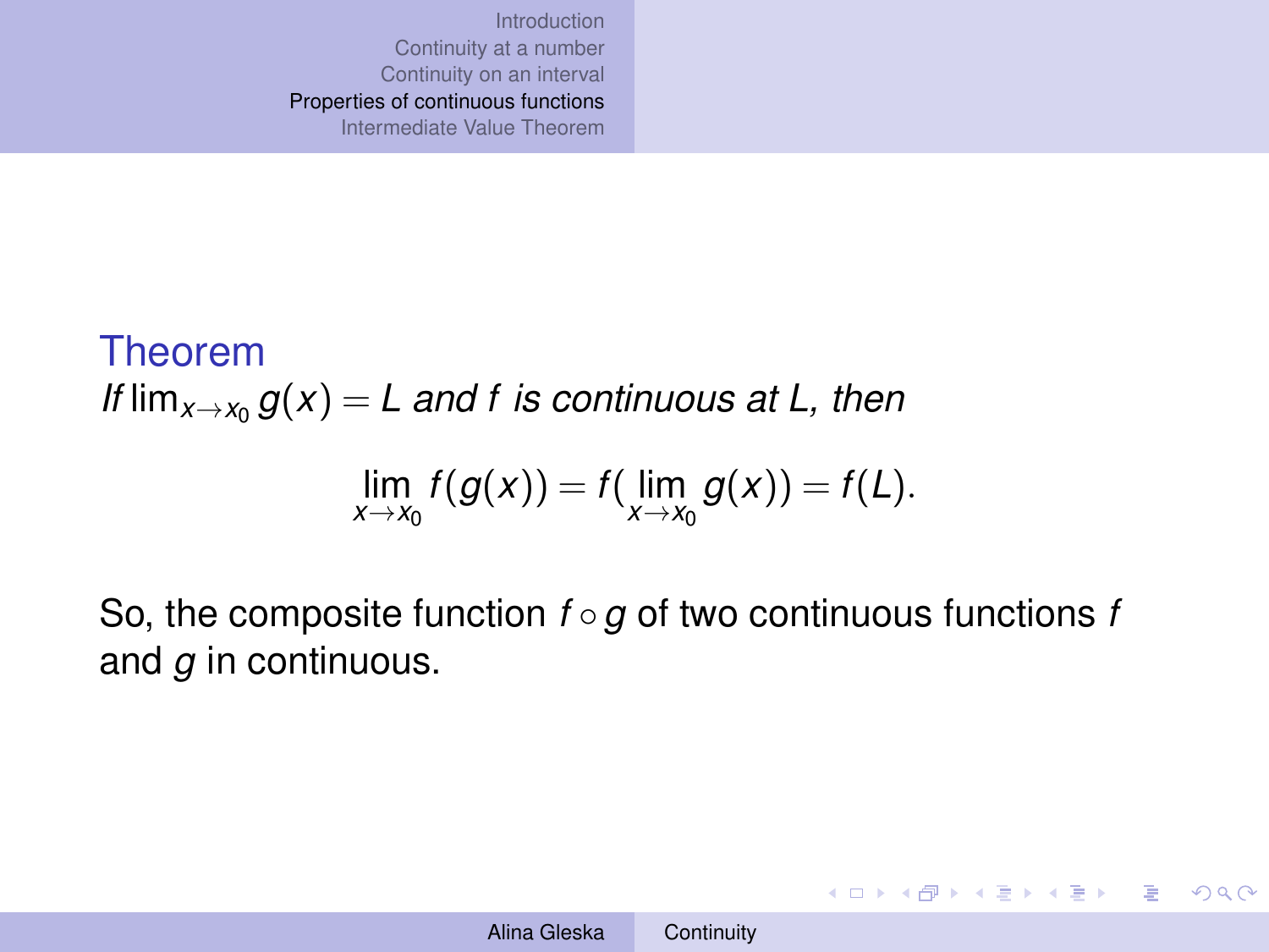**Theorem**

*If* $\lim_{x \to x_0} g(x) = L$ *and* $f$ *is continuous at* $L$*, then*

$$\lim_{x \to x_0} f(g(x)) = f(\lim_{x \to x_0} g(x)) = f(L).$$

So, the composite function $f \circ g$ of two continuous functions $f$ and $g$ in continuous.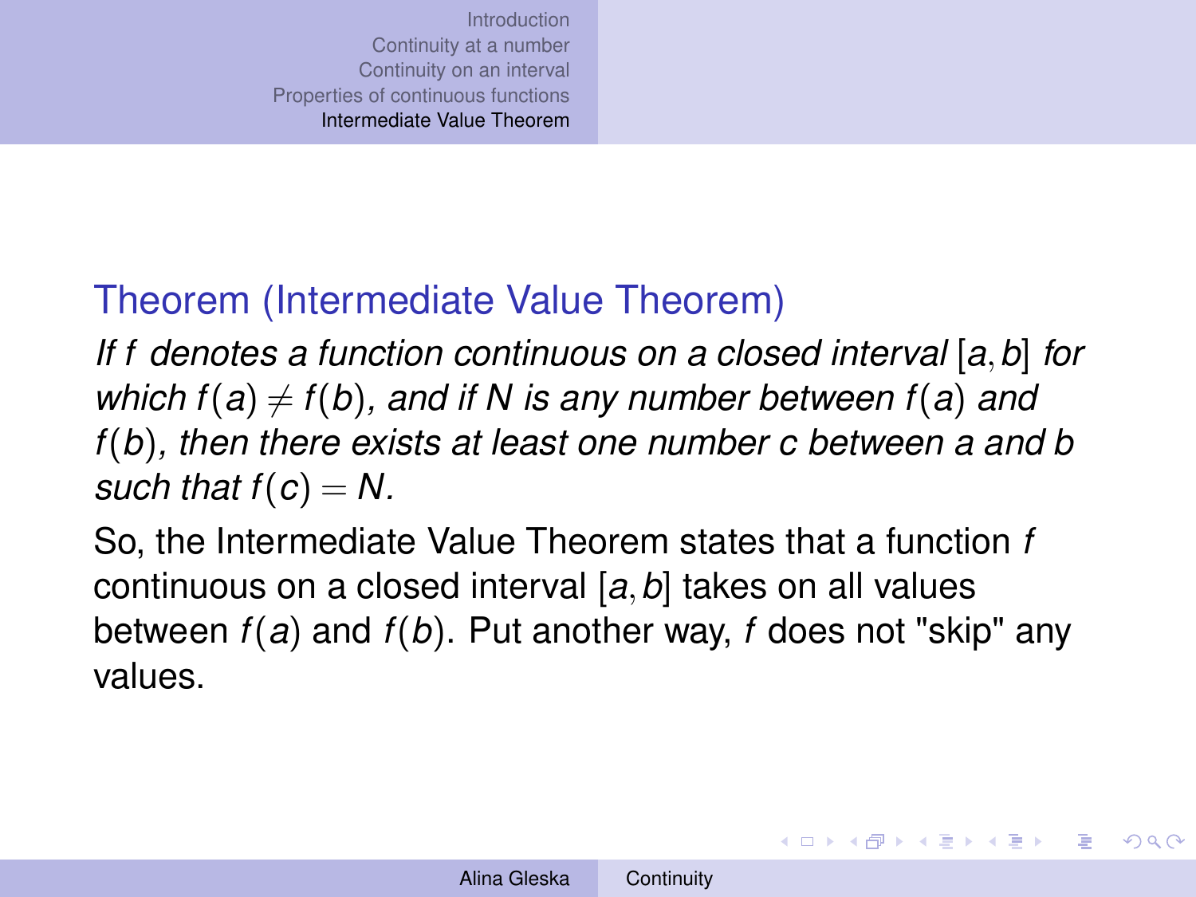**Theorem (Intermediate Value Theorem)**

*If $f$ denotes a function continuous on a closed interval $[a, b]$ for which $f(a) \neq f(b)$, and if $N$ is any number between $f(a)$ and $f(b)$, then there exists at least one number $c$ between $a$ and $b$ such that $f(c) = N$.*

So, the Intermediate Value Theorem states that a function $f$ continuous on a closed interval $[a, b]$ takes on all values between $f(a)$ and $f(b)$. Put another way, $f$ does not "skip" any values.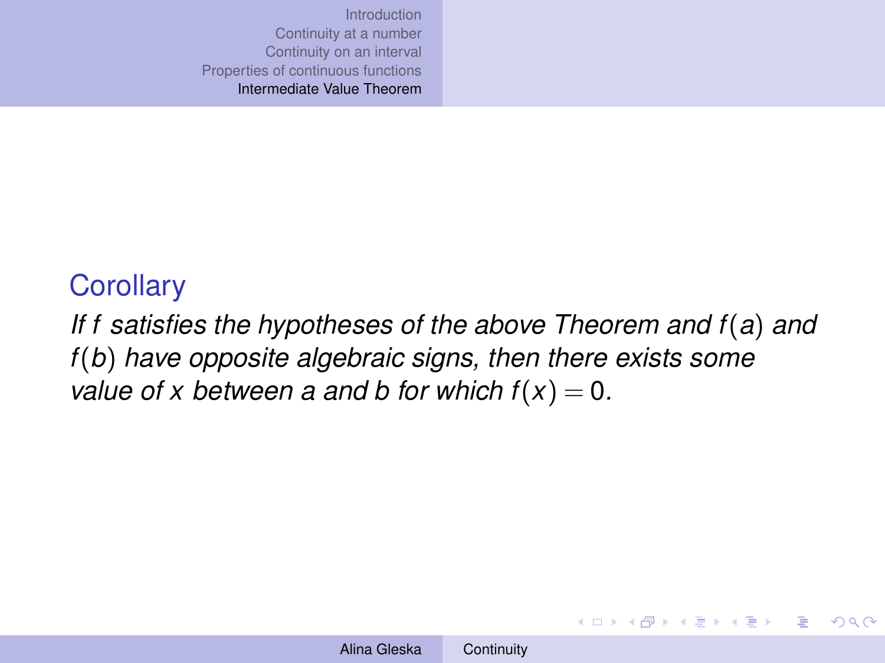### Corollary

*If $f$ satisfies the hypotheses of the above Theorem and $f(a)$ and $f(b)$ have opposite algebraic signs, then there exists some value of $x$ between $a$ and $b$ for which $f(x) = 0$.*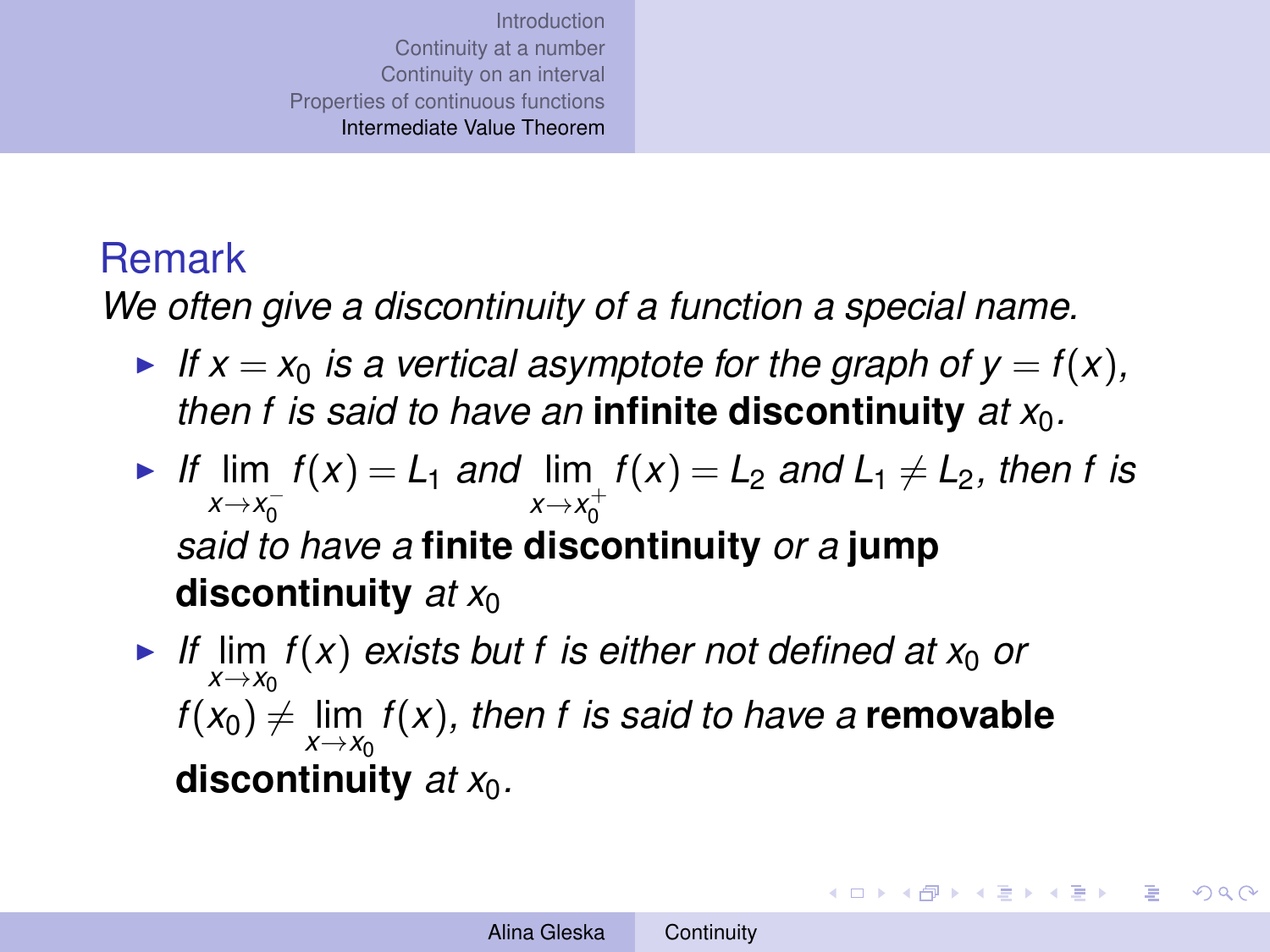## Remark

*We often give a discontinuity of a function a special name.*

- *If $x = x_0$ is a vertical asymptote for the graph of $y = f(x)$, then $f$ is said to have an* **infinite discontinuity** *at $x_0$.*
- *If $\lim_{x \to x_0^-} f(x) = L_1$ and $\lim_{x \to x_0^+} f(x) = L_2$ and $L_1 \neq L_2$, then $f$ is said to have a* **finite discontinuity** *or a* **jump discontinuity** *at $x_0$*
- *If $\lim_{x \to x_0} f(x)$ exists but $f$ is either not defined at $x_0$ or $f(x_0) \neq \lim_{x \to x_0} f(x)$, then $f$ is said to have a* **removable discontinuity** *at $x_0$.*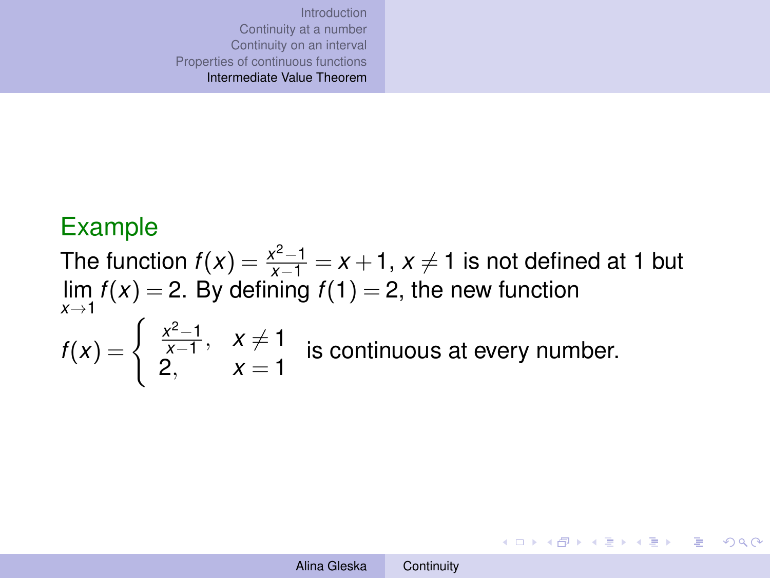## Example

The function $f(x) = \frac{x^2-1}{x-1} = x+1$, $x \neq 1$ is not defined at 1 but $\lim_{x \to 1} f(x) = 2$. By defining $f(1) = 2$, the new function

$$f(x) = \begin{cases} \frac{x^2-1}{x-1}, & x \neq 1 \\ 2, & x = 1 \end{cases}$$

is continuous at every number.